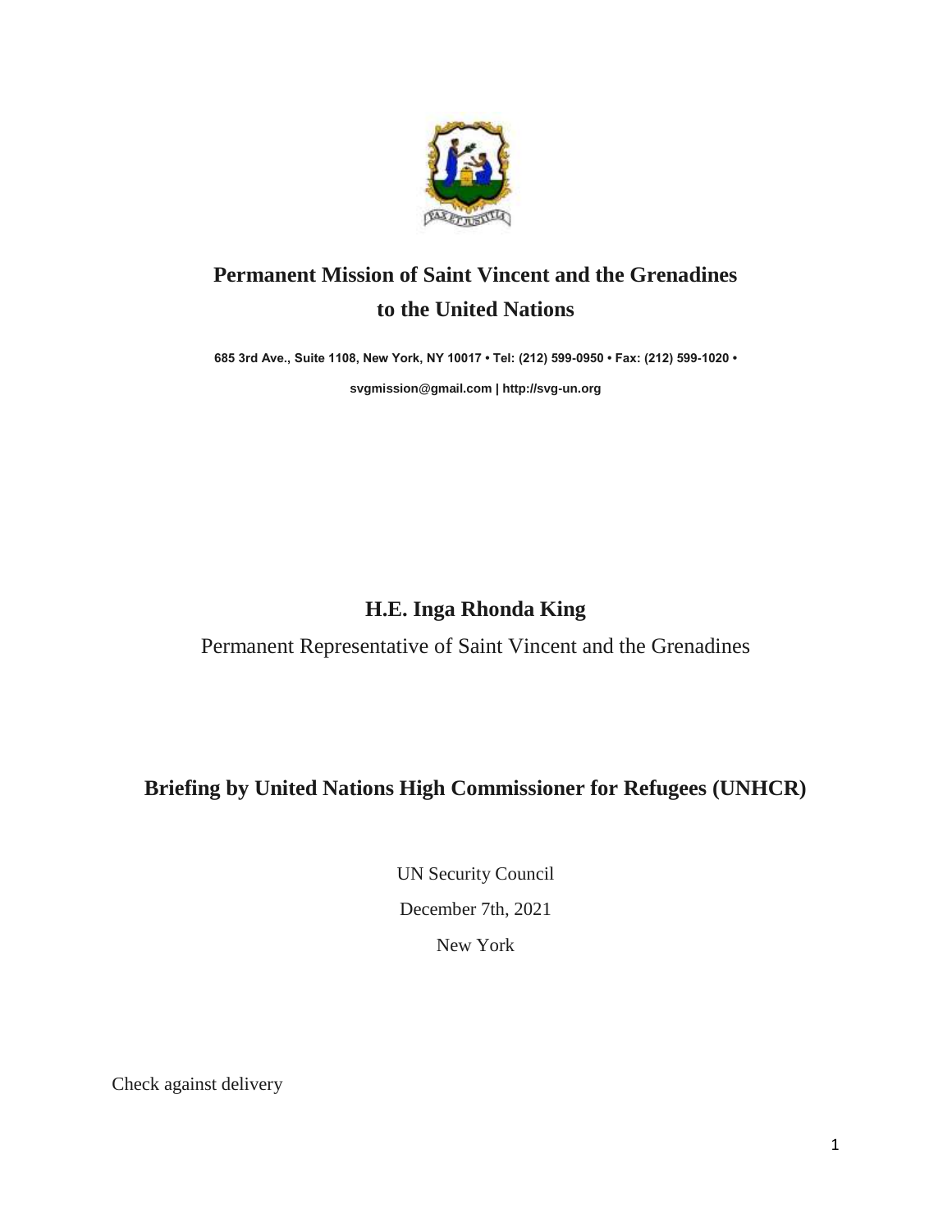# Permanent Mission of Saint Vincent and the Grenadines to the United Nations

**685 3rd Ave., Suite 1108, New York, NY 10017 • Tel: (212) 599-0950 • Fax: (212) 599-1020 •**

**svgmission@gmail.com | http://svg-un.org**

## H.E. Inga Rhonda King

Permanent Representative of Saint Vincent and the Grenadines

## Briefing by United Nations High Commissioner for Refugees (UNHCR)

UN Security Council

December 7th, 2021

New York

Check against delivery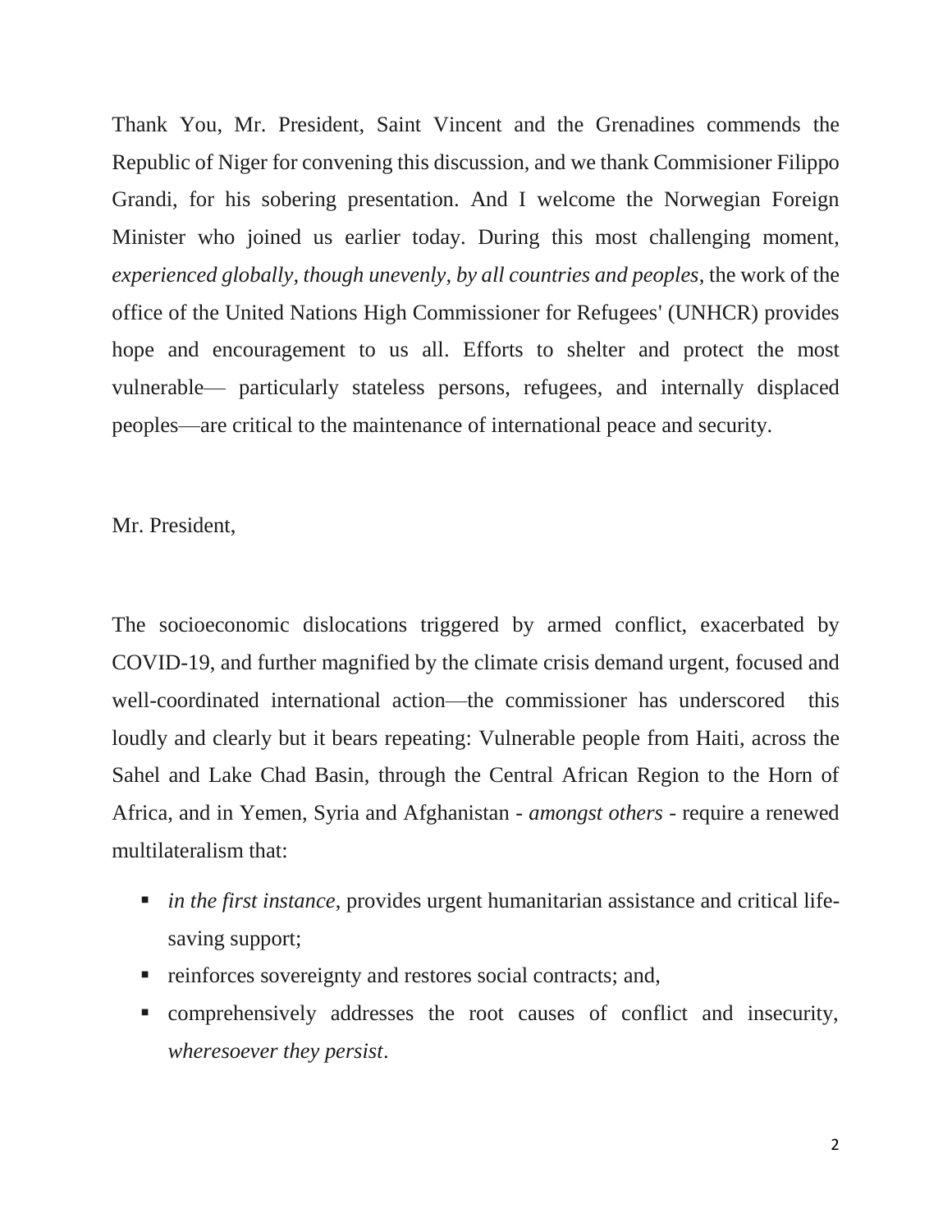Thank You, Mr. President, Saint Vincent and the Grenadines commends the Republic of Niger for convening this discussion, and we thank Commisioner Filippo Grandi, for his sobering presentation. And I welcome the Norwegian Foreign Minister who joined us earlier today. During this most challenging moment, *experienced globally, though unevenly, by all countries and peoples*, the work of the office of the United Nations High Commissioner for Refugees' (UNHCR) provides hope and encouragement to us all. Efforts to shelter and protect the most vulnerable— particularly stateless persons, refugees, and internally displaced peoples—are critical to the maintenance of international peace and security.

Mr. President,

The socioeconomic dislocations triggered by armed conflict, exacerbated by COVID-19, and further magnified by the climate crisis demand urgent, focused and well-coordinated international action—the commissioner has underscored this loudly and clearly but it bears repeating: Vulnerable people from Haiti, across the Sahel and Lake Chad Basin, through the Central African Region to the Horn of Africa, and in Yemen, Syria and Afghanistan - *amongst others* - require a renewed multilateralism that:

- *in the first instance*, provides urgent humanitarian assistance and critical life-saving support;
- reinforces sovereignty and restores social contracts; and,
- comprehensively addresses the root causes of conflict and insecurity, *wheresoever they persist*.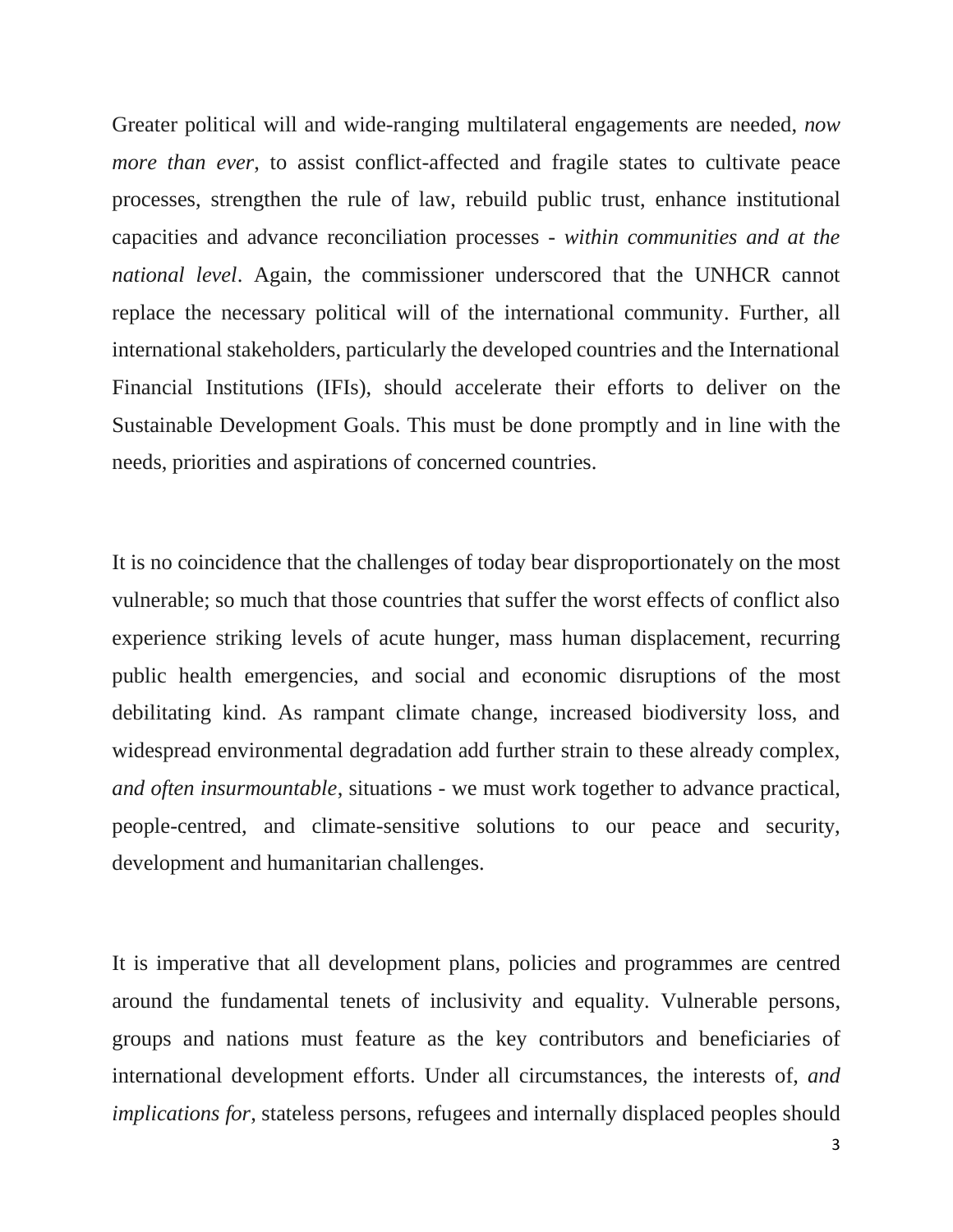Greater political will and wide-ranging multilateral engagements are needed, *now more than ever*, to assist conflict-affected and fragile states to cultivate peace processes, strengthen the rule of law, rebuild public trust, enhance institutional capacities and advance reconciliation processes - *within communities and at the national level*. Again, the commissioner underscored that the UNHCR cannot replace the necessary political will of the international community. Further, all international stakeholders, particularly the developed countries and the International Financial Institutions (IFIs), should accelerate their efforts to deliver on the Sustainable Development Goals. This must be done promptly and in line with the needs, priorities and aspirations of concerned countries.

It is no coincidence that the challenges of today bear disproportionately on the most vulnerable; so much that those countries that suffer the worst effects of conflict also experience striking levels of acute hunger, mass human displacement, recurring public health emergencies, and social and economic disruptions of the most debilitating kind. As rampant climate change, increased biodiversity loss, and widespread environmental degradation add further strain to these already complex, *and often insurmountable*, situations - we must work together to advance practical, people-centred, and climate-sensitive solutions to our peace and security, development and humanitarian challenges.

It is imperative that all development plans, policies and programmes are centred around the fundamental tenets of inclusivity and equality. Vulnerable persons, groups and nations must feature as the key contributors and beneficiaries of international development efforts. Under all circumstances, the interests of, *and implications for*, stateless persons, refugees and internally displaced peoples should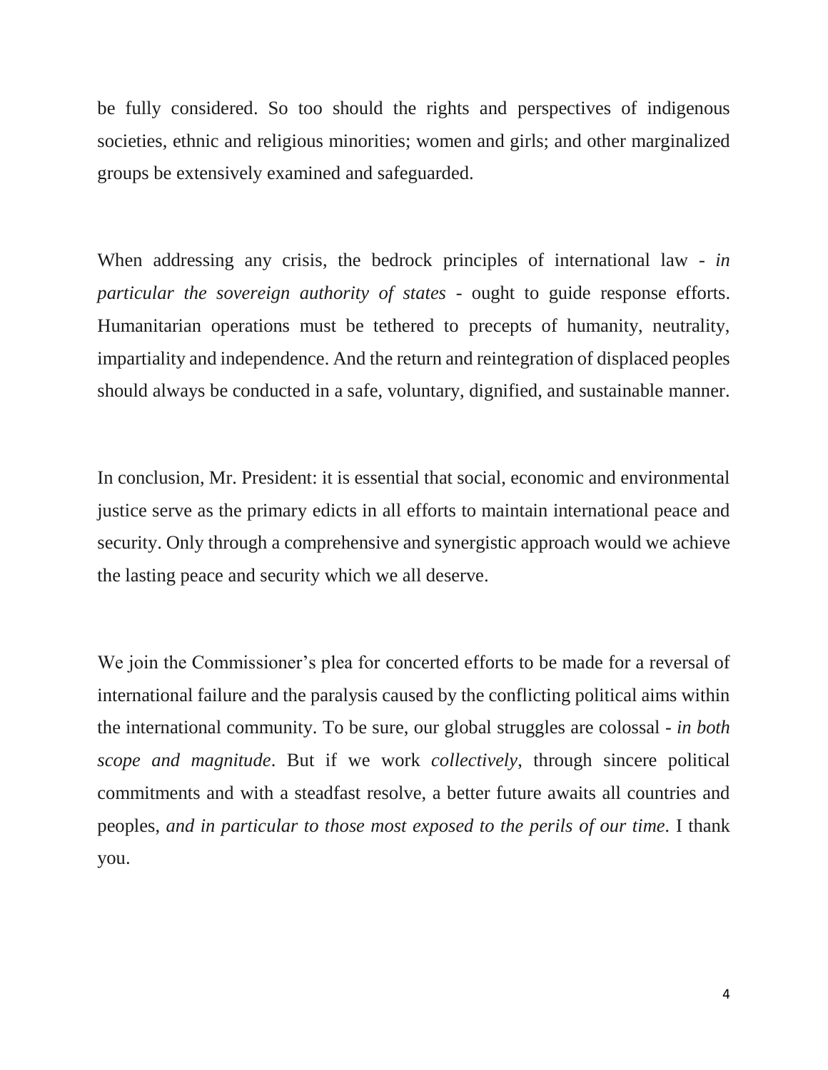be fully considered. So too should the rights and perspectives of indigenous societies, ethnic and religious minorities; women and girls; and other marginalized groups be extensively examined and safeguarded.

When addressing any crisis, the bedrock principles of international law - *in particular the sovereign authority of states* - ought to guide response efforts. Humanitarian operations must be tethered to precepts of humanity, neutrality, impartiality and independence. And the return and reintegration of displaced peoples should always be conducted in a safe, voluntary, dignified, and sustainable manner.

In conclusion, Mr. President: it is essential that social, economic and environmental justice serve as the primary edicts in all efforts to maintain international peace and security. Only through a comprehensive and synergistic approach would we achieve the lasting peace and security which we all deserve.

We join the Commissioner's plea for concerted efforts to be made for a reversal of international failure and the paralysis caused by the conflicting political aims within the international community. To be sure, our global struggles are colossal - *in both scope and magnitude*. But if we work *collectively*, through sincere political commitments and with a steadfast resolve, a better future awaits all countries and peoples, *and in particular to those most exposed to the perils of our time*. I thank you.